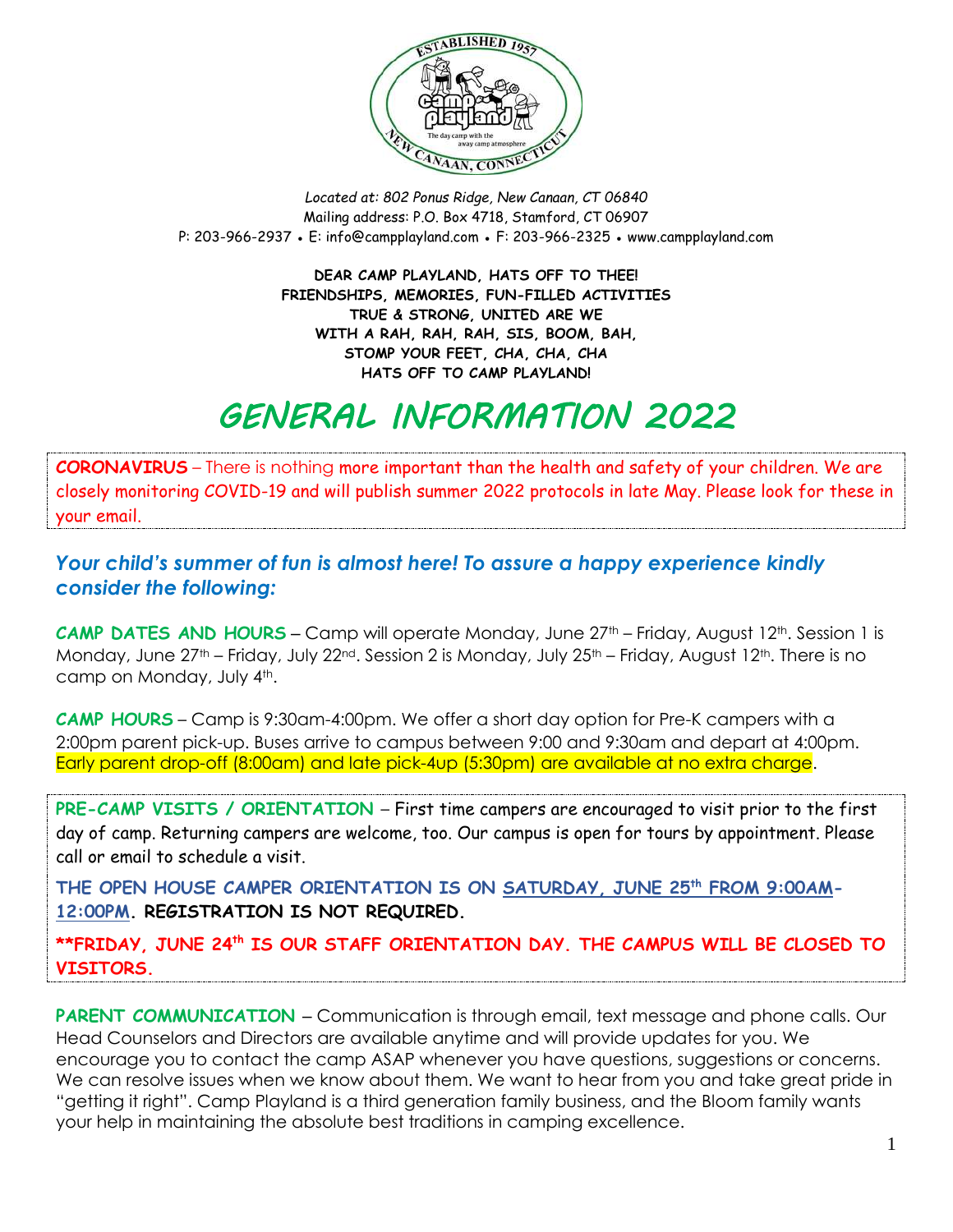*Located at: 802 Ponus Ridge, New Canaan, CT 06840*
Mailing address: P.O. Box 4718, Stamford, CT 06907
P: 203-966-2937 • E: info@campplayland.com • F: 203-966-2325 • www.campplayland.com

**DEAR CAMP PLAYLAND, HATS OFF TO THEE!**
**FRIENDSHIPS, MEMORIES, FUN-FILLED ACTIVITIES**
**TRUE & STRONG, UNITED ARE WE**
**WITH A RAH, RAH, RAH, SIS, BOOM, BAH,**
**STOMP YOUR FEET, CHA, CHA, CHA**
**HATS OFF TO CAMP PLAYLAND!**

# *GENERAL INFORMATION 2022*

***CORONAVIRUS*** – There is nothing more important than the health and safety of your children. We are closely monitoring COVID-19 and will publish summer 2022 protocols in late May. Please look for these in your email.

***Your child's summer of fun is almost here! To assure a happy experience kindly consider the following:***

**CAMP DATES AND HOURS** – Camp will operate Monday, June 27th – Friday, August 12th. Session 1 is Monday, June 27th – Friday, July 22nd. Session 2 is Monday, July 25th – Friday, August 12th. There is no camp on Monday, July 4th.

**CAMP HOURS** – Camp is 9:30am-4:00pm. We offer a short day option for Pre-K campers with a 2:00pm parent pick-up. Buses arrive to campus between 9:00 and 9:30am and depart at 4:00pm. Early parent drop-off (8:00am) and late pick-4up (5:30pm) are available at no extra charge.

**PRE-CAMP VISITS / ORIENTATION** – First time campers are encouraged to visit prior to the first day of camp. Returning campers are welcome, too. Our campus is open for tours by appointment. Please call or email to schedule a visit.

**THE OPEN HOUSE CAMPER ORIENTATION IS ON SATURDAY, JUNE 25th FROM 9:00AM-12:00PM. REGISTRATION IS NOT REQUIRED.**

****FRIDAY, JUNE 24th IS OUR STAFF ORIENTATION DAY. THE CAMPUS WILL BE CLOSED TO VISITORS.**

**PARENT COMMUNICATION** – Communication is through email, text message and phone calls. Our Head Counselors and Directors are available anytime and will provide updates for you. We encourage you to contact the camp ASAP whenever you have questions, suggestions or concerns. We can resolve issues when we know about them. We want to hear from you and take great pride in "getting it right". Camp Playland is a third generation family business, and the Bloom family wants your help in maintaining the absolute best traditions in camping excellence.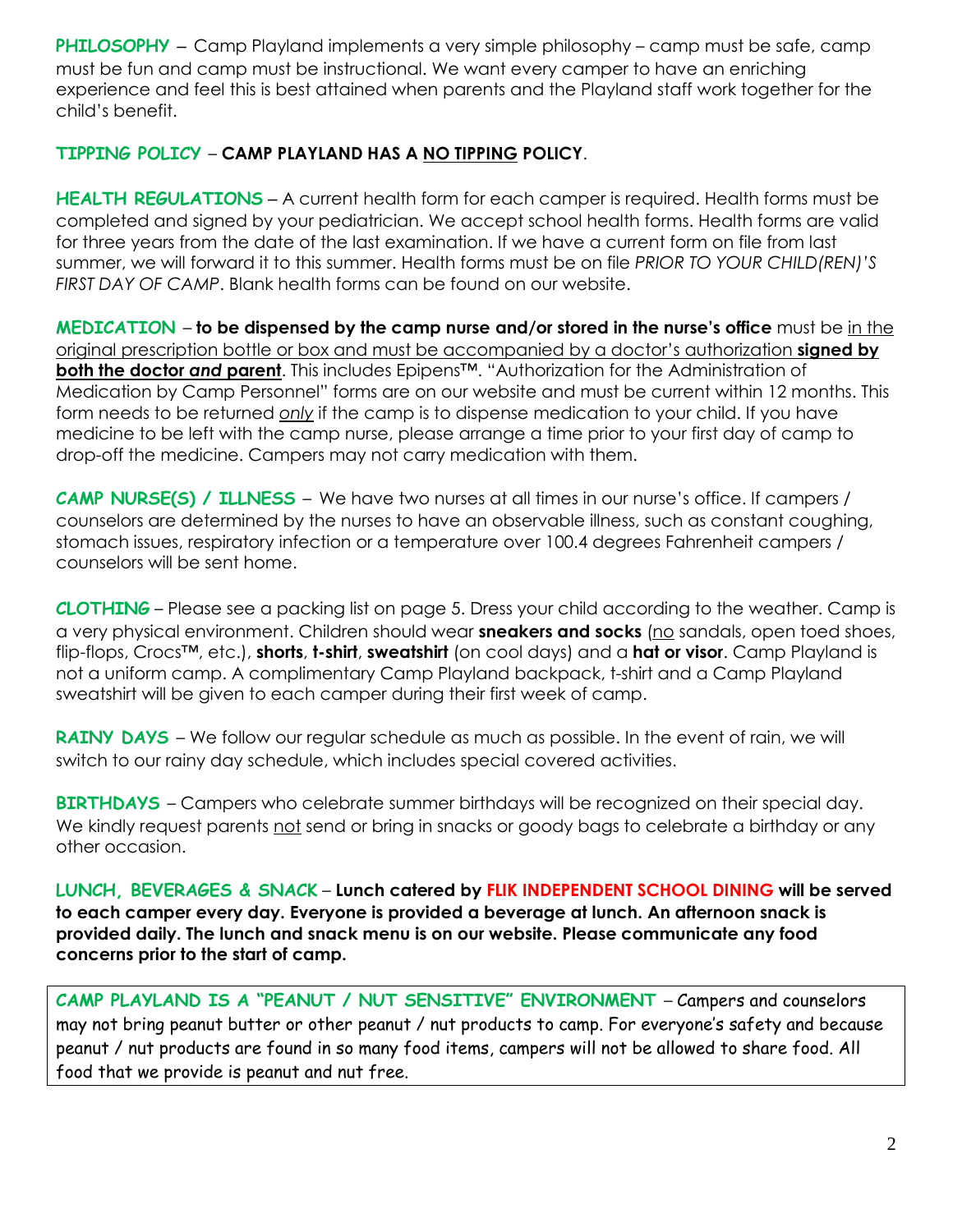**PHILOSOPHY** – Camp Playland implements a very simple philosophy – camp must be safe, camp must be fun and camp must be instructional. We want every camper to have an enriching experience and feel this is best attained when parents and the Playland staff work together for the child's benefit.

**TIPPING POLICY** – **CAMP PLAYLAND HAS A NO TIPPING POLICY**.

**HEALTH REGULATIONS** – A current health form for each camper is required. Health forms must be completed and signed by your pediatrician. We accept school health forms. Health forms are valid for three years from the date of the last examination. If we have a current form on file from last summer, we will forward it to this summer. Health forms must be on file *PRIOR TO YOUR CHILD(REN)'S FIRST DAY OF CAMP*. Blank health forms can be found on our website.

**MEDICATION** – **to be dispensed by the camp nurse and/or stored in the nurse's office** must be in the original prescription bottle or box and must be accompanied by a doctor's authorization **signed by both the doctor *and* parent**. This includes Epipens™. "Authorization for the Administration of Medication by Camp Personnel" forms are on our website and must be current within 12 months. This form needs to be returned *only* if the camp is to dispense medication to your child. If you have medicine to be left with the camp nurse, please arrange a time prior to your first day of camp to drop-off the medicine. Campers may not carry medication with them.

**CAMP NURSE(S) / ILLNESS** – We have two nurses at all times in our nurse's office. If campers / counselors are determined by the nurses to have an observable illness, such as constant coughing, stomach issues, respiratory infection or a temperature over 100.4 degrees Fahrenheit campers / counselors will be sent home.

**CLOTHING** – Please see a packing list on page 5. Dress your child according to the weather. Camp is a very physical environment. Children should wear **sneakers and socks** (no sandals, open toed shoes, flip-flops, Crocs™, etc.), **shorts**, **t-shirt**, **sweatshirt** (on cool days) and a **hat or visor**. Camp Playland is not a uniform camp. A complimentary Camp Playland backpack, t-shirt and a Camp Playland sweatshirt will be given to each camper during their first week of camp.

**RAINY DAYS** – We follow our regular schedule as much as possible. In the event of rain, we will switch to our rainy day schedule, which includes special covered activities.

**BIRTHDAYS** – Campers who celebrate summer birthdays will be recognized on their special day. We kindly request parents not send or bring in snacks or goody bags to celebrate a birthday or any other occasion.

**LUNCH, BEVERAGES & SNACK** – **Lunch catered by FLIK INDEPENDENT SCHOOL DINING will be served to each camper every day. Everyone is provided a beverage at lunch. An afternoon snack is provided daily. The lunch and snack menu is on our website. Please communicate any food concerns prior to the start of camp.**

**CAMP PLAYLAND IS A "PEANUT / NUT SENSITIVE" ENVIRONMENT** – Campers and counselors may not bring peanut butter or other peanut / nut products to camp. For everyone's safety and because peanut / nut products are found in so many food items, campers will not be allowed to share food. All food that we provide is peanut and nut free.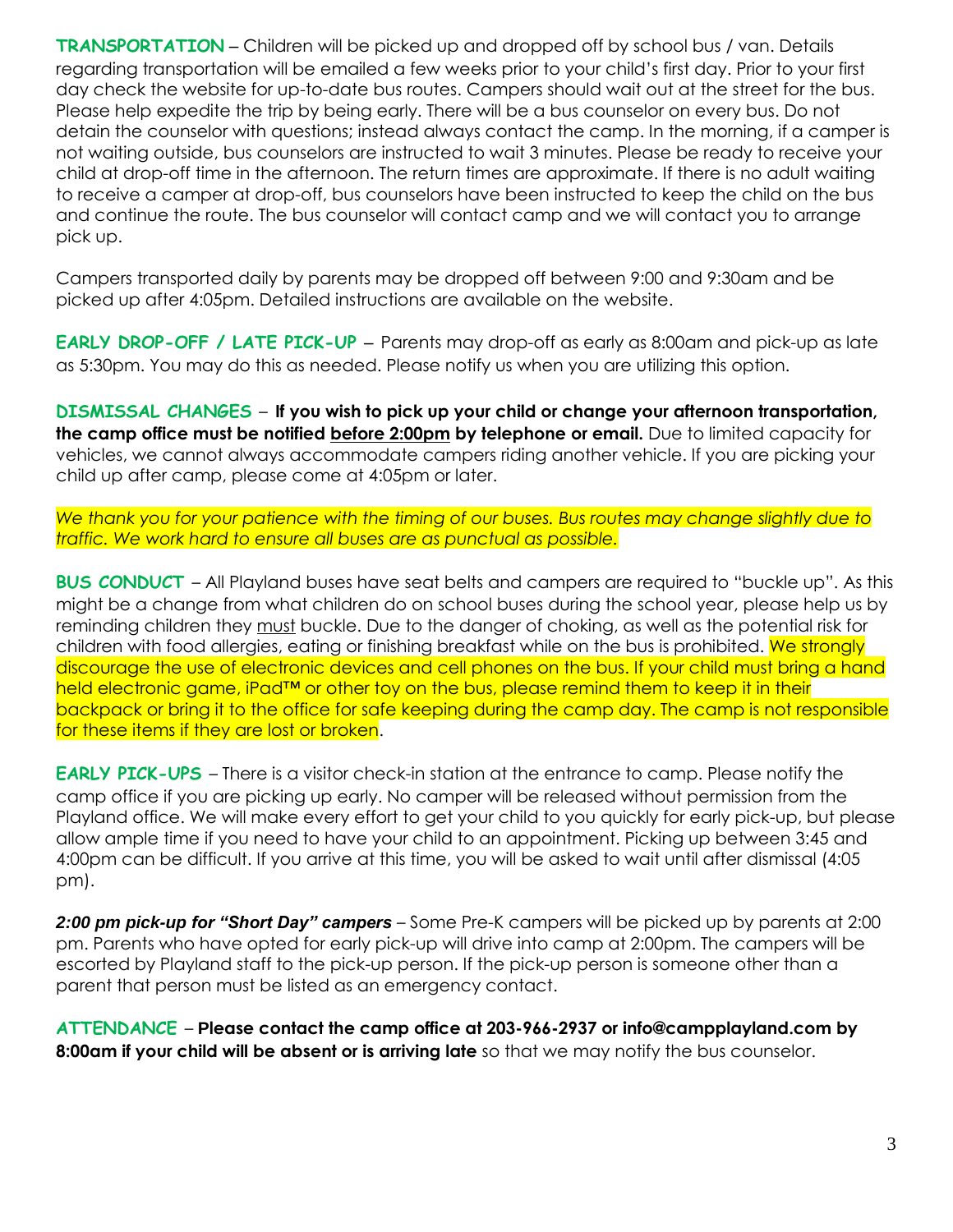**TRANSPORTATION** – Children will be picked up and dropped off by school bus / van. Details regarding transportation will be emailed a few weeks prior to your child's first day. Prior to your first day check the website for up-to-date bus routes. Campers should wait out at the street for the bus. Please help expedite the trip by being early. There will be a bus counselor on every bus. Do not detain the counselor with questions; instead always contact the camp. In the morning, if a camper is not waiting outside, bus counselors are instructed to wait 3 minutes. Please be ready to receive your child at drop-off time in the afternoon. The return times are approximate. If there is no adult waiting to receive a camper at drop-off, bus counselors have been instructed to keep the child on the bus and continue the route. The bus counselor will contact camp and we will contact you to arrange pick up.

Campers transported daily by parents may be dropped off between 9:00 and 9:30am and be picked up after 4:05pm. Detailed instructions are available on the website.

**EARLY DROP-OFF / LATE PICK-UP** – Parents may drop-off as early as 8:00am and pick-up as late as 5:30pm. You may do this as needed. Please notify us when you are utilizing this option.

**DISMISSAL CHANGES** – **If you wish to pick up your child or change your afternoon transportation, the camp office must be notified before 2:00pm by telephone or email.** Due to limited capacity for vehicles, we cannot always accommodate campers riding another vehicle. If you are picking your child up after camp, please come at 4:05pm or later.

*We thank you for your patience with the timing of our buses. Bus routes may change slightly due to traffic. We work hard to ensure all buses are as punctual as possible.*

**BUS CONDUCT** – All Playland buses have seat belts and campers are required to "buckle up". As this might be a change from what children do on school buses during the school year, please help us by reminding children they must buckle. Due to the danger of choking, as well as the potential risk for children with food allergies, eating or finishing breakfast while on the bus is prohibited. We strongly discourage the use of electronic devices and cell phones on the bus. If your child must bring a hand held electronic game, iPad™ or other toy on the bus, please remind them to keep it in their backpack or bring it to the office for safe keeping during the camp day. The camp is not responsible for these items if they are lost or broken.

**EARLY PICK-UPS** – There is a visitor check-in station at the entrance to camp. Please notify the camp office if you are picking up early. No camper will be released without permission from the Playland office. We will make every effort to get your child to you quickly for early pick-up, but please allow ample time if you need to have your child to an appointment. Picking up between 3:45 and 4:00pm can be difficult. If you arrive at this time, you will be asked to wait until after dismissal (4:05 pm).

***2:00 pm pick-up for "Short Day" campers*** – Some Pre-K campers will be picked up by parents at 2:00 pm. Parents who have opted for early pick-up will drive into camp at 2:00pm. The campers will be escorted by Playland staff to the pick-up person. If the pick-up person is someone other than a parent that person must be listed as an emergency contact.

**ATTENDANCE** – **Please contact the camp office at 203-966-2937 or info@campplayland.com by 8:00am if your child will be absent or is arriving late** so that we may notify the bus counselor.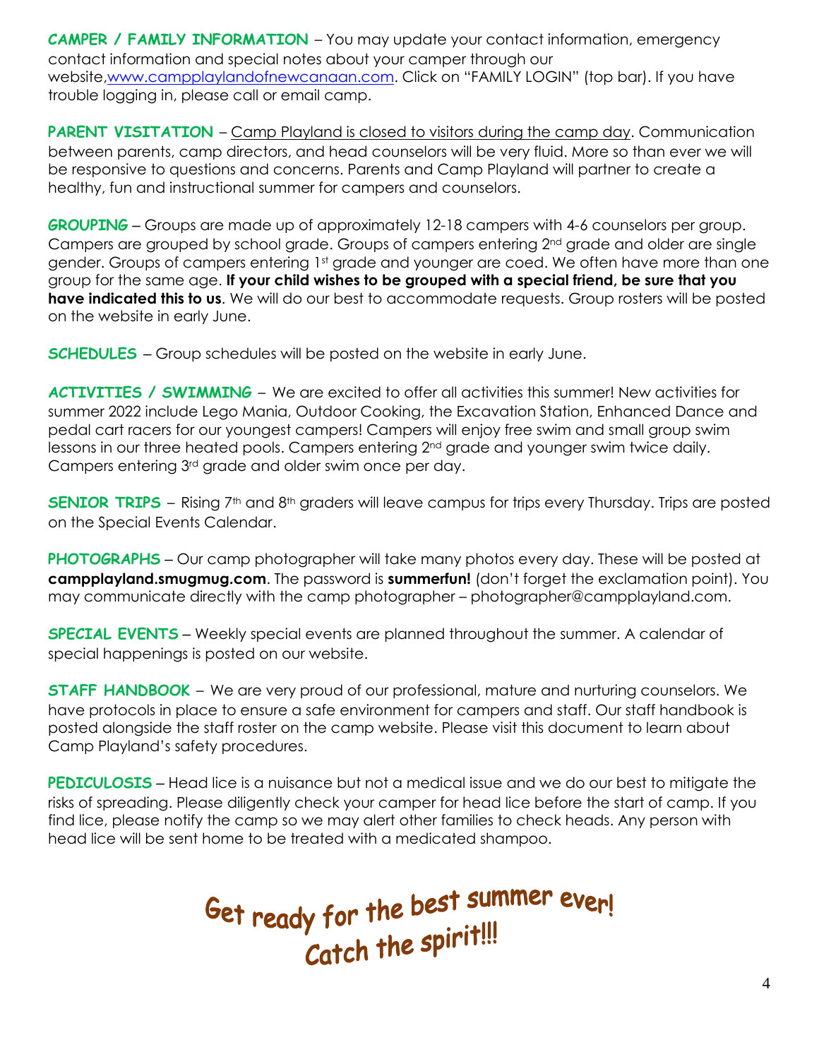**CAMPER / FAMILY INFORMATION** – You may update your contact information, emergency contact information and special notes about your camper through our website,[www.campplaylandofnewcanaan.com](http://www.campplaylandofnewcanaan.com). Click on "FAMILY LOGIN" (top bar). If you have trouble logging in, please call or email camp.

**PARENT VISITATION** – Camp Playland is closed to visitors during the camp day. Communication between parents, camp directors, and head counselors will be very fluid. More so than ever we will be responsive to questions and concerns. Parents and Camp Playland will partner to create a healthy, fun and instructional summer for campers and counselors.

**GROUPING** – Groups are made up of approximately 12-18 campers with 4-6 counselors per group. Campers are grouped by school grade. Groups of campers entering 2nd grade and older are single gender. Groups of campers entering 1st grade and younger are coed. We often have more than one group for the same age. **If your child wishes to be grouped with a special friend, be sure that you have indicated this to us**. We will do our best to accommodate requests. Group rosters will be posted on the website in early June.

**SCHEDULES** – Group schedules will be posted on the website in early June.

**ACTIVITIES / SWIMMING** – We are excited to offer all activities this summer! New activities for summer 2022 include Lego Mania, Outdoor Cooking, the Excavation Station, Enhanced Dance and pedal cart racers for our youngest campers! Campers will enjoy free swim and small group swim lessons in our three heated pools. Campers entering 2nd grade and younger swim twice daily. Campers entering 3rd grade and older swim once per day.

**SENIOR TRIPS** – Rising 7th and 8th graders will leave campus for trips every Thursday. Trips are posted on the Special Events Calendar.

**PHOTOGRAPHS** – Our camp photographer will take many photos every day. These will be posted at **campplayland.smugmug.com**. The password is **summerfun!** (don't forget the exclamation point). You may communicate directly with the camp photographer – photographer@campplayland.com.

**SPECIAL EVENTS** – Weekly special events are planned throughout the summer. A calendar of special happenings is posted on our website.

**STAFF HANDBOOK** – We are very proud of our professional, mature and nurturing counselors. We have protocols in place to ensure a safe environment for campers and staff. Our staff handbook is posted alongside the staff roster on the camp website. Please visit this document to learn about Camp Playland's safety procedures.

**PEDICULOSIS** – Head lice is a nuisance but not a medical issue and we do our best to mitigate the risks of spreading. Please diligently check your camper for head lice before the start of camp. If you find lice, please notify the camp so we may alert other families to check heads. Any person with head lice will be sent home to be treated with a medicated shampoo.

**Get ready for the best summer ever!**
**Catch the spirit!!!**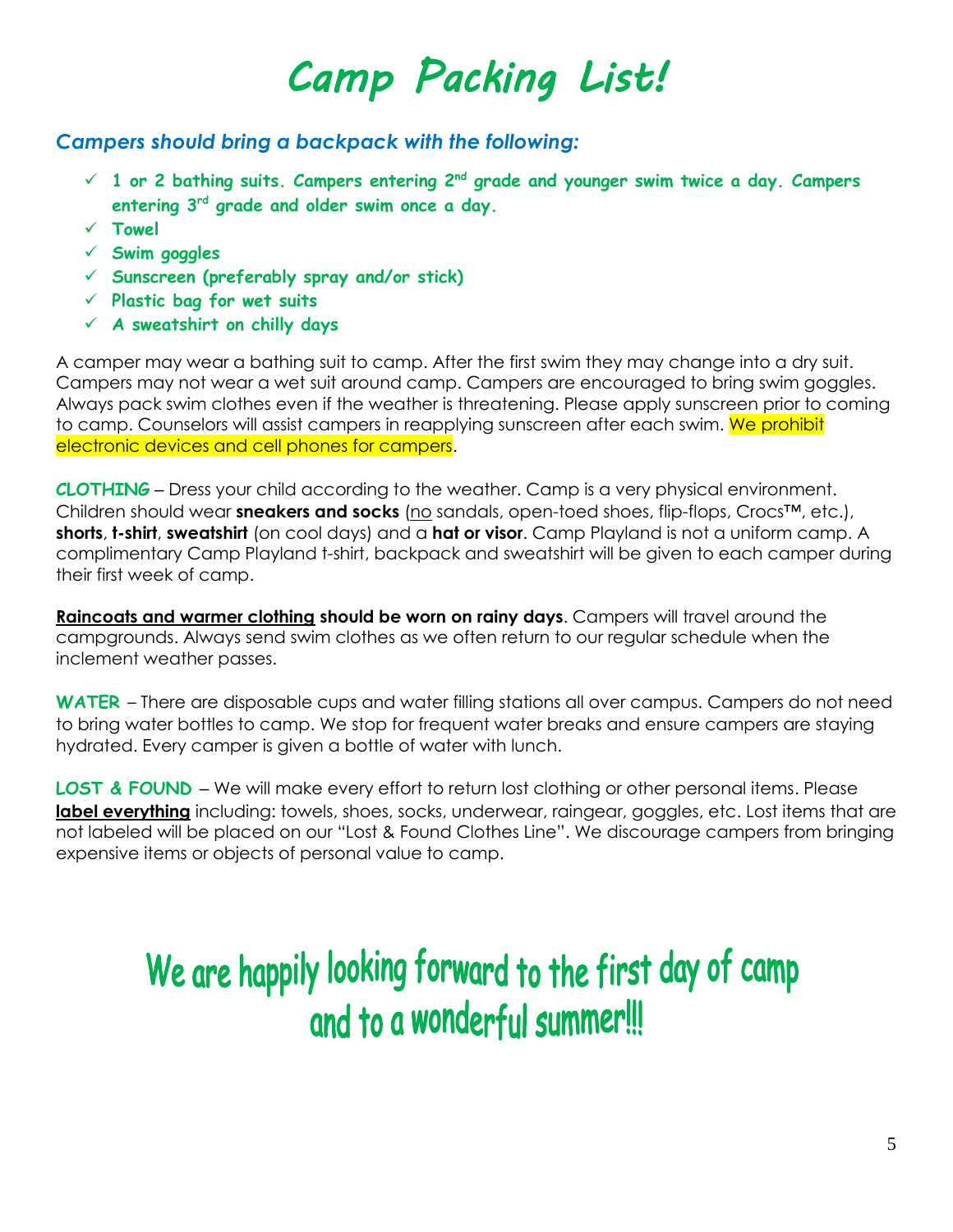# Camp Packing List!

### *Campers should bring a backpack with the following:*

- ✓ **1 or 2 bathing suits. Campers entering 2nd grade and younger swim twice a day. Campers entering 3rd grade and older swim once a day.**
- ✓ **Towel**
- ✓ **Swim goggles**
- ✓ **Sunscreen (preferably spray and/or stick)**
- ✓ **Plastic bag for wet suits**
- ✓ ***A sweatshirt on chilly days***

A camper may wear a bathing suit to camp. After the first swim they may change into a dry suit. Campers may not wear a wet suit around camp. Campers are encouraged to bring swim goggles. Always pack swim clothes even if the weather is threatening. Please apply sunscreen prior to coming to camp. Counselors will assist campers in reapplying sunscreen after each swim. We prohibit electronic devices and cell phones for campers.

**CLOTHING** – Dress your child according to the weather. Camp is a very physical environment. Children should wear **sneakers and socks** (no sandals, open-toed shoes, flip-flops, Crocs™, etc.), **shorts**, **t-shirt**, **sweatshirt** (on cool days) and a **hat or visor**. Camp Playland is not a uniform camp. A complimentary Camp Playland t-shirt, backpack and sweatshirt will be given to each camper during their first week of camp.

**Raincoats and warmer clothing should be worn on rainy days**. Campers will travel around the campgrounds. Always send swim clothes as we often return to our regular schedule when the inclement weather passes.

**WATER** – There are disposable cups and water filling stations all over campus. Campers do not need to bring water bottles to camp. We stop for frequent water breaks and ensure campers are staying hydrated. Every camper is given a bottle of water with lunch.

**LOST & FOUND** – We will make every effort to return lost clothing or other personal items. Please **label everything** including: towels, shoes, socks, underwear, raingear, goggles, etc. Lost items that are not labeled will be placed on our "Lost & Found Clothes Line". We discourage campers from bringing expensive items or objects of personal value to camp.

## We are happily looking forward to the first day of camp and to a wonderful summer!!!